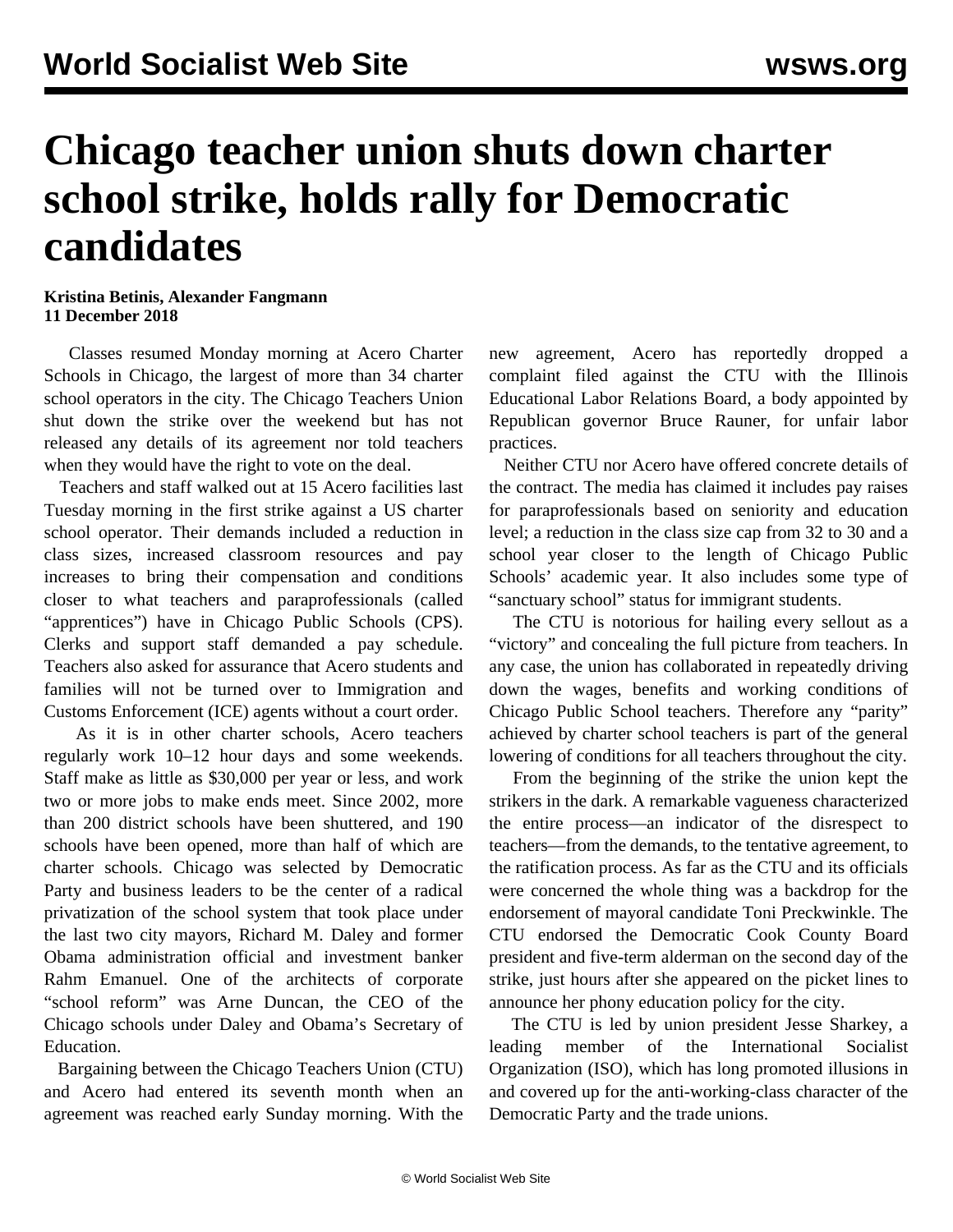# Chicago teacher union shuts down charter school strike, holds rally for Democratic candidates

**Kristina Betinis, Alexander Fangmann**
**11 December 2018**

Classes resumed Monday morning at Acero Charter Schools in Chicago, the largest of more than 34 charter school operators in the city. The Chicago Teachers Union shut down the strike over the weekend but has not released any details of its agreement nor told teachers when they would have the right to vote on the deal.

Teachers and staff walked out at 15 Acero facilities last Tuesday morning in the first strike against a US charter school operator. Their demands included a reduction in class sizes, increased classroom resources and pay increases to bring their compensation and conditions closer to what teachers and paraprofessionals (called "apprentices") have in Chicago Public Schools (CPS). Clerks and support staff demanded a pay schedule. Teachers also asked for assurance that Acero students and families will not be turned over to Immigration and Customs Enforcement (ICE) agents without a court order.

As it is in other charter schools, Acero teachers regularly work 10–12 hour days and some weekends. Staff make as little as $30,000 per year or less, and work two or more jobs to make ends meet. Since 2002, more than 200 district schools have been shuttered, and 190 schools have been opened, more than half of which are charter schools. Chicago was selected by Democratic Party and business leaders to be the center of a radical privatization of the school system that took place under the last two city mayors, Richard M. Daley and former Obama administration official and investment banker Rahm Emanuel. One of the architects of corporate "school reform" was Arne Duncan, the CEO of the Chicago schools under Daley and Obama's Secretary of Education.

Bargaining between the Chicago Teachers Union (CTU) and Acero had entered its seventh month when an agreement was reached early Sunday morning. With the new agreement, Acero has reportedly dropped a complaint filed against the CTU with the Illinois Educational Labor Relations Board, a body appointed by Republican governor Bruce Rauner, for unfair labor practices.

Neither CTU nor Acero have offered concrete details of the contract. The media has claimed it includes pay raises for paraprofessionals based on seniority and education level; a reduction in the class size cap from 32 to 30 and a school year closer to the length of Chicago Public Schools' academic year. It also includes some type of "sanctuary school" status for immigrant students.

The CTU is notorious for hailing every sellout as a "victory" and concealing the full picture from teachers. In any case, the union has collaborated in repeatedly driving down the wages, benefits and working conditions of Chicago Public School teachers. Therefore any "parity" achieved by charter school teachers is part of the general lowering of conditions for all teachers throughout the city.

From the beginning of the strike the union kept the strikers in the dark. A remarkable vagueness characterized the entire process—an indicator of the disrespect to teachers—from the demands, to the tentative agreement, to the ratification process. As far as the CTU and its officials were concerned the whole thing was a backdrop for the endorsement of mayoral candidate Toni Preckwinkle. The CTU endorsed the Democratic Cook County Board president and five-term alderman on the second day of the strike, just hours after she appeared on the picket lines to announce her phony education policy for the city.

The CTU is led by union president Jesse Sharkey, a leading member of the International Socialist Organization (ISO), which has long promoted illusions in and covered up for the anti-working-class character of the Democratic Party and the trade unions.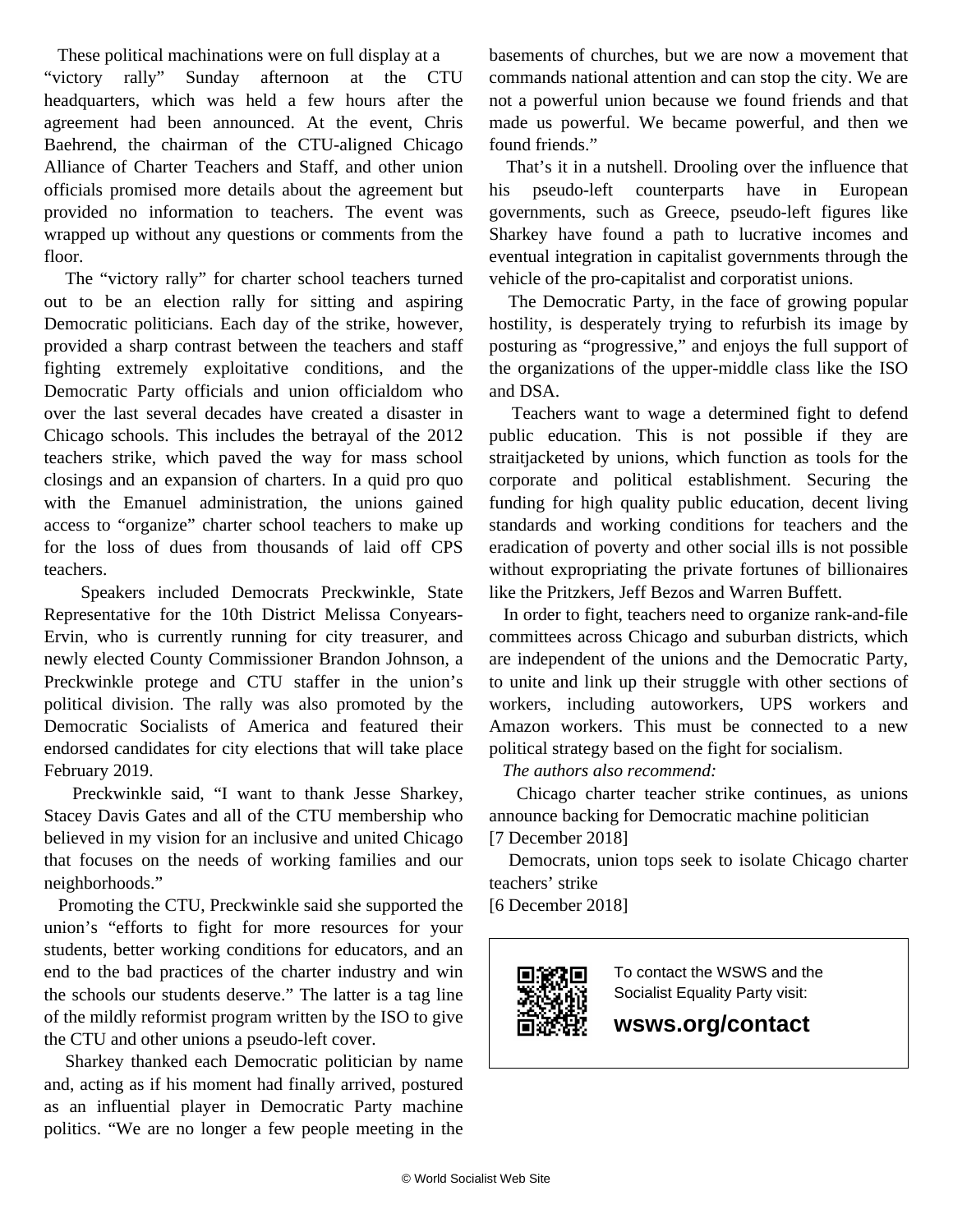These political machinations were on full display at a "victory rally" Sunday afternoon at the CTU headquarters, which was held a few hours after the agreement had been announced. At the event, Chris Baehrend, the chairman of the CTU-aligned Chicago Alliance of Charter Teachers and Staff, and other union officials promised more details about the agreement but provided no information to teachers. The event was wrapped up without any questions or comments from the floor.

The "victory rally" for charter school teachers turned out to be an election rally for sitting and aspiring Democratic politicians. Each day of the strike, however, provided a sharp contrast between the teachers and staff fighting extremely exploitative conditions, and the Democratic Party officials and union officialdom who over the last several decades have created a disaster in Chicago schools. This includes the betrayal of the 2012 teachers strike, which paved the way for mass school closings and an expansion of charters. In a quid pro quo with the Emanuel administration, the unions gained access to "organize" charter school teachers to make up for the loss of dues from thousands of laid off CPS teachers.

Speakers included Democrats Preckwinkle, State Representative for the 10th District Melissa Conyears-Ervin, who is currently running for city treasurer, and newly elected County Commissioner Brandon Johnson, a Preckwinkle protege and CTU staffer in the union's political division. The rally was also promoted by the Democratic Socialists of America and featured their endorsed candidates for city elections that will take place February 2019.

Preckwinkle said, "I want to thank Jesse Sharkey, Stacey Davis Gates and all of the CTU membership who believed in my vision for an inclusive and united Chicago that focuses on the needs of working families and our neighborhoods."

Promoting the CTU, Preckwinkle said she supported the union's "efforts to fight for more resources for your students, better working conditions for educators, and an end to the bad practices of the charter industry and win the schools our students deserve." The latter is a tag line of the mildly reformist program written by the ISO to give the CTU and other unions a pseudo-left cover.

Sharkey thanked each Democratic politician by name and, acting as if his moment had finally arrived, postured as an influential player in Democratic Party machine politics. "We are no longer a few people meeting in the basements of churches, but we are now a movement that commands national attention and can stop the city. We are not a powerful union because we found friends and that made us powerful. We became powerful, and then we found friends."

That's it in a nutshell. Drooling over the influence that his pseudo-left counterparts have in European governments, such as Greece, pseudo-left figures like Sharkey have found a path to lucrative incomes and eventual integration in capitalist governments through the vehicle of the pro-capitalist and corporatist unions.

The Democratic Party, in the face of growing popular hostility, is desperately trying to refurbish its image by posturing as "progressive," and enjoys the full support of the organizations of the upper-middle class like the ISO and DSA.

Teachers want to wage a determined fight to defend public education. This is not possible if they are straitjacketed by unions, which function as tools for the corporate and political establishment. Securing the funding for high quality public education, decent living standards and working conditions for teachers and the eradication of poverty and other social ills is not possible without expropriating the private fortunes of billionaires like the Pritzkers, Jeff Bezos and Warren Buffett.

In order to fight, teachers need to organize rank-and-file committees across Chicago and suburban districts, which are independent of the unions and the Democratic Party, to unite and link up their struggle with other sections of workers, including autoworkers, UPS workers and Amazon workers. This must be connected to a new political strategy based on the fight for socialism.

*The authors also recommend:*

Chicago charter teacher strike continues, as unions announce backing for Democratic machine politician
[7 December 2018]

Democrats, union tops seek to isolate Chicago charter teachers' strike
[6 December 2018]

To contact the WSWS and the Socialist Equality Party visit:

**wsws.org/contact**